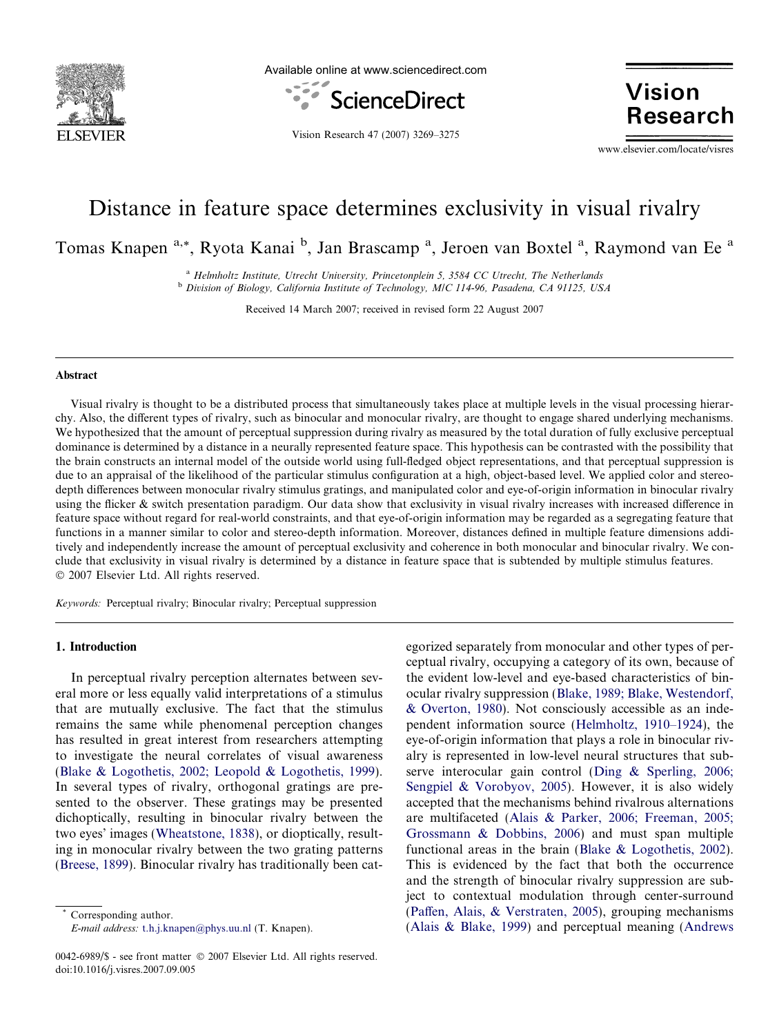# Distance in feature space determines exclusivity in visual rivalry

Tomas Knapen [a,*], Ryota Kanai [b], Jan Brascamp [a], Jeroen van Boxtel [a], Raymond van Ee [a]

[a] *Helmholtz Institute, Utrecht University, Princetonplein 5, 3584 CC Utrecht, The Netherlands*

[b] *Division of Biology, California Institute of Technology, M/C 114-96, Pasadena, CA 91125, USA*

Received 14 March 2007; received in revised form 22 August 2007

## Abstract

Visual rivalry is thought to be a distributed process that simultaneously takes place at multiple levels in the visual processing hierarchy. Also, the different types of rivalry, such as binocular and monocular rivalry, are thought to engage shared underlying mechanisms. We hypothesized that the amount of perceptual suppression during rivalry as measured by the total duration of fully exclusive perceptual dominance is determined by a distance in a neurally represented feature space. This hypothesis can be contrasted with the possibility that the brain constructs an internal model of the outside world using full-fledged object representations, and that perceptual suppression is due to an appraisal of the likelihood of the particular stimulus configuration at a high, object-based level. We applied color and stereo-depth differences between monocular rivalry stimulus gratings, and manipulated color and eye-of-origin information in binocular rivalry using the flicker & switch presentation paradigm. Our data show that exclusivity in visual rivalry increases with increased difference in feature space without regard for real-world constraints, and that eye-of-origin information may be regarded as a segregating feature that functions in a manner similar to color and stereo-depth information. Moreover, distances defined in multiple feature dimensions additively and independently increase the amount of perceptual exclusivity and coherence in both monocular and binocular rivalry. We conclude that exclusivity in visual rivalry is determined by a distance in feature space that is subtended by multiple stimulus features.

© 2007 Elsevier Ltd. All rights reserved.

*Keywords:* Perceptual rivalry; Binocular rivalry; Perceptual suppression

## 1. Introduction

In perceptual rivalry perception alternates between several more or less equally valid interpretations of a stimulus that are mutually exclusive. The fact that the stimulus remains the same while phenomenal perception changes has resulted in great interest from researchers attempting to investigate the neural correlates of visual awareness (Blake & Logothetis, 2002; Leopold & Logothetis, 1999). In several types of rivalry, orthogonal gratings are presented to the observer. These gratings may be presented dichoptically, resulting in binocular rivalry between the two eyes' images (Wheatstone, 1838), or dioptically, resulting in monocular rivalry between the two grating patterns (Breese, 1899). Binocular rivalry has traditionally been categorized separately from monocular and other types of perceptual rivalry, occupying a category of its own, because of the evident low-level and eye-based characteristics of binocular rivalry suppression (Blake, 1989; Blake, Westendorf, & Overton, 1980). Not consciously accessible as an independent information source (Helmholtz, 1910–1924), the eye-of-origin information that plays a role in binocular rivalry is represented in low-level neural structures that subserve interocular gain control (Ding & Sperling, 2006; Sengpiel & Vorobyov, 2005). However, it is also widely accepted that the mechanisms behind rivalrous alternations are multifaceted (Alais & Parker, 2006; Freeman, 2005; Grossmann & Dobbins, 2006) and must span multiple functional areas in the brain (Blake & Logothetis, 2002). This is evidenced by the fact that both the occurrence and the strength of binocular rivalry suppression are subject to contextual modulation through center-surround (Paffen, Alais, & Verstraten, 2005), grouping mechanisms (Alais & Blake, 1999) and perceptual meaning (Andrews

* Corresponding author.
*E-mail address:* t.h.j.knapen@phys.uu.nl (T. Knapen).

0042-6989/$ - see front matter © 2007 Elsevier Ltd. All rights reserved.
doi:10.1016/j.visres.2007.09.005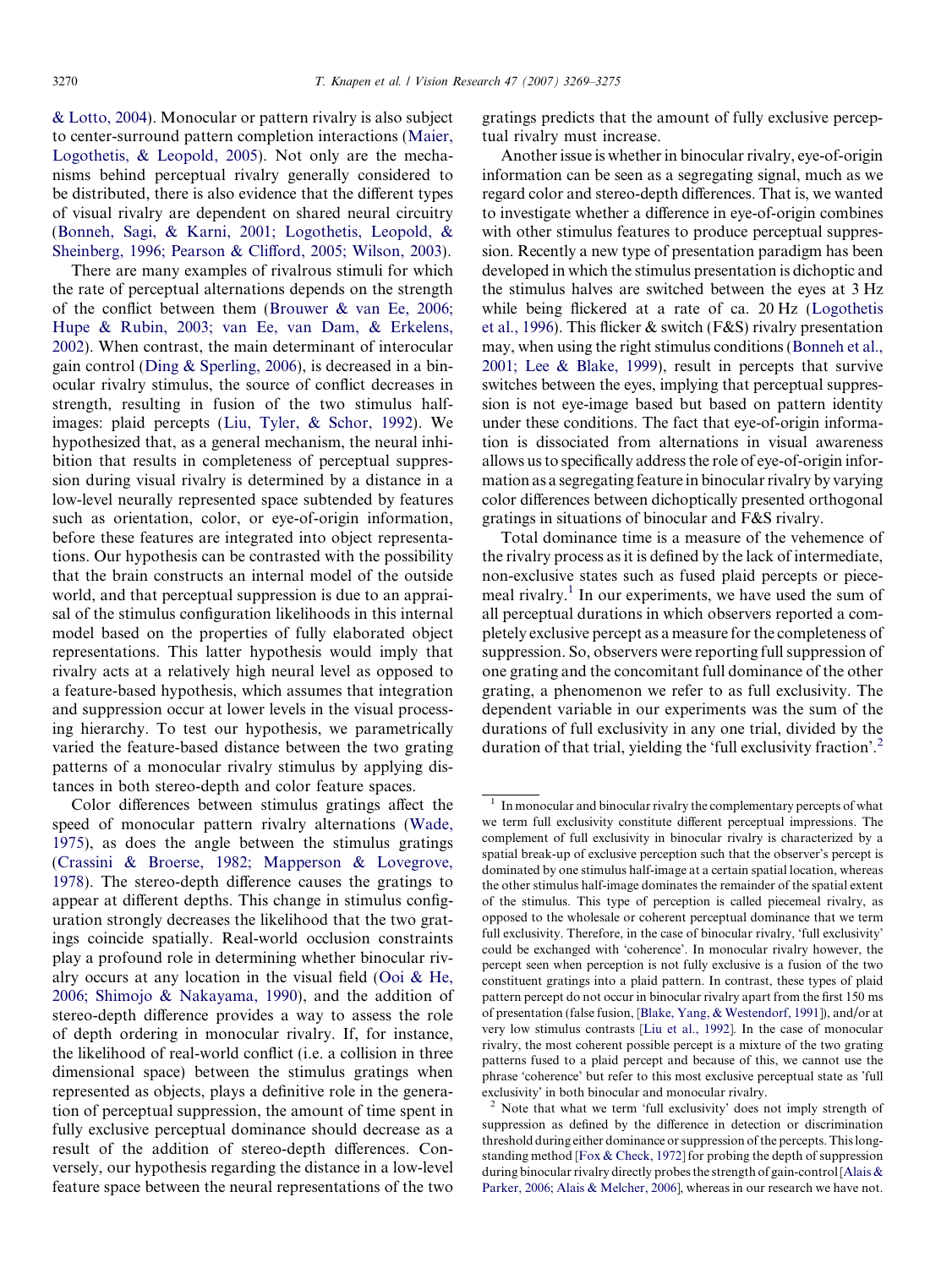& Lotto, 2004). Monocular or pattern rivalry is also subject to center-surround pattern completion interactions (Maier, Logothetis, & Leopold, 2005). Not only are the mechanisms behind perceptual rivalry generally considered to be distributed, there is also evidence that the different types of visual rivalry are dependent on shared neural circuitry (Bonneh, Sagi, & Karni, 2001; Logothetis, Leopold, & Sheinberg, 1996; Pearson & Clifford, 2005; Wilson, 2003).

There are many examples of rivalrous stimuli for which the rate of perceptual alternations depends on the strength of the conflict between them (Brouwer & van Ee, 2006; Hupe & Rubin, 2003; van Ee, van Dam, & Erkelens, 2002). When contrast, the main determinant of interocular gain control (Ding & Sperling, 2006), is decreased in a binocular rivalry stimulus, the source of conflict decreases in strength, resulting in fusion of the two stimulus half-images: plaid percepts (Liu, Tyler, & Schor, 1992). We hypothesized that, as a general mechanism, the neural inhibition that results in completeness of perceptual suppression during visual rivalry is determined by a distance in a low-level neurally represented space subtended by features such as orientation, color, or eye-of-origin information, before these features are integrated into object representations. Our hypothesis can be contrasted with the possibility that the brain constructs an internal model of the outside world, and that perceptual suppression is due to an appraisal of the stimulus configuration likelihoods in this internal model based on the properties of fully elaborated object representations. This latter hypothesis would imply that rivalry acts at a relatively high neural level as opposed to a feature-based hypothesis, which assumes that integration and suppression occur at lower levels in the visual processing hierarchy. To test our hypothesis, we parametrically varied the feature-based distance between the two grating patterns of a monocular rivalry stimulus by applying distances in both stereo-depth and color feature spaces.

Color differences between stimulus gratings affect the speed of monocular pattern rivalry alternations (Wade, 1975), as does the angle between the stimulus gratings (Crassini & Broerse, 1982; Mapperson & Lovegrove, 1978). The stereo-depth difference causes the gratings to appear at different depths. This change in stimulus configuration strongly decreases the likelihood that the two gratings coincide spatially. Real-world occlusion constraints play a profound role in determining whether binocular rivalry occurs at any location in the visual field (Ooi & He, 2006; Shimojo & Nakayama, 1990), and the addition of stereo-depth difference provides a way to assess the role of depth ordering in monocular rivalry. If, for instance, the likelihood of real-world conflict (i.e. a collision in three dimensional space) between the stimulus gratings when represented as objects, plays a definitive role in the generation of perceptual suppression, the amount of time spent in fully exclusive perceptual dominance should decrease as a result of the addition of stereo-depth differences. Conversely, our hypothesis regarding the distance in a low-level feature space between the neural representations of the two gratings predicts that the amount of fully exclusive perceptual rivalry must increase.

Another issue is whether in binocular rivalry, eye-of-origin information can be seen as a segregating signal, much as we regard color and stereo-depth differences. That is, we wanted to investigate whether a difference in eye-of-origin combines with other stimulus features to produce perceptual suppression. Recently a new type of presentation paradigm has been developed in which the stimulus presentation is dichoptic and the stimulus halves are switched between the eyes at 3 Hz while being flickered at a rate of ca. 20 Hz (Logothetis et al., 1996). This flicker & switch (F&S) rivalry presentation may, when using the right stimulus conditions (Bonneh et al., 2001; Lee & Blake, 1999), result in percepts that survive switches between the eyes, implying that perceptual suppression is not eye-image based but based on pattern identity under these conditions. The fact that eye-of-origin information is dissociated from alternations in visual awareness allows us to specifically address the role of eye-of-origin information as a segregating feature in binocular rivalry by varying color differences between dichoptically presented orthogonal gratings in situations of binocular and F&S rivalry.

Total dominance time is a measure of the vehemence of the rivalry process as it is defined by the lack of intermediate, non-exclusive states such as fused plaid percepts or piecemeal rivalry.[1] In our experiments, we have used the sum of all perceptual durations in which observers reported a completely exclusive percept as a measure for the completeness of suppression. So, observers were reporting full suppression of one grating and the concomitant full dominance of the other grating, a phenomenon we refer to as full exclusivity. The dependent variable in our experiments was the sum of the durations of full exclusivity in any one trial, divided by the duration of that trial, yielding the 'full exclusivity fraction'.[2]

[1] In monocular and binocular rivalry the complementary percepts of what we term full exclusivity constitute different perceptual impressions. The complement of full exclusivity in binocular rivalry is characterized by a spatial break-up of exclusive perception such that the observer's percept is dominated by one stimulus half-image at a certain spatial location, whereas the other stimulus half-image dominates the remainder of the spatial extent of the stimulus. This type of perception is called piecemeal rivalry, as opposed to the wholesale or coherent perceptual dominance that we term full exclusivity. Therefore, in the case of binocular rivalry, 'full exclusivity' could be exchanged with 'coherence'. In monocular rivalry however, the percept seen when perception is not fully exclusive is a fusion of the two constituent gratings into a plaid pattern. In contrast, these types of plaid pattern percept do not occur in binocular rivalry apart from the first 150 ms of presentation (false fusion, [Blake, Yang, & Westendorf, 1991]), and/or at very low stimulus contrasts [Liu et al., 1992]. In the case of monocular rivalry, the most coherent possible percept is a mixture of the two grating patterns fused to a plaid percept and because of this, we cannot use the phrase 'coherence' but refer to this most exclusive perceptual state as 'full exclusivity' in both binocular and monocular rivalry.

[2] Note that what we term 'full exclusivity' does not imply strength of suppression as defined by the difference in detection or discrimination threshold during either dominance or suppression of the percepts. This long-standing method [Fox & Check, 1972] for probing the depth of suppression during binocular rivalry directly probes the strength of gain-control [Alais & Parker, 2006; Alais & Melcher, 2006], whereas in our research we have not.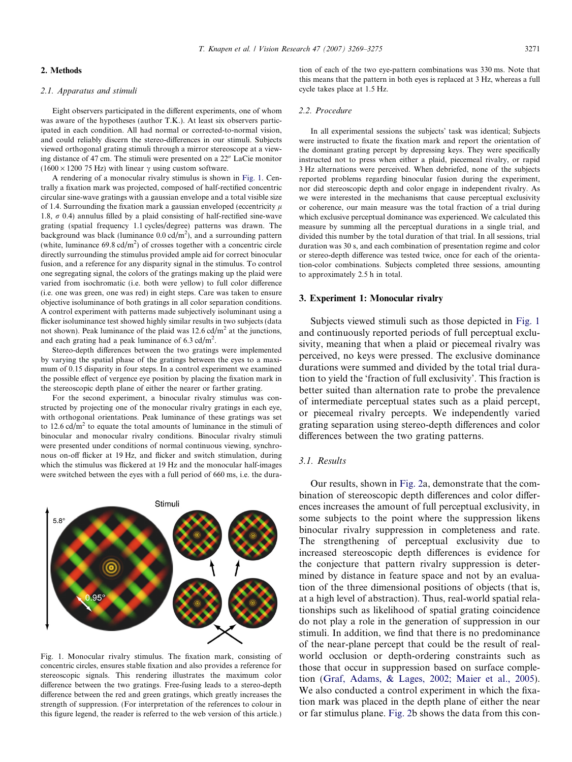## 2. Methods

### 2.1. Apparatus and stimuli

Eight observers participated in the different experiments, one of whom was aware of the hypotheses (author T.K.). At least six observers participated in each condition. All had normal or corrected-to-normal vision, and could reliably discern the stereo-differences in our stimuli. Subjects viewed orthogonal grating stimuli through a mirror stereoscope at a viewing distance of 47 cm. The stimuli were presented on a 22″ LaCie monitor ($1600 \times 1200$ 75 Hz) with linear $\gamma$ using custom software.

A rendering of a monocular rivalry stimulus is shown in Fig. 1. Centrally a fixation mark was projected, composed of half-rectified concentric circular sine-wave gratings with a gaussian envelope and a total visible size of 1.4. Surrounding the fixation mark a gaussian enveloped (eccentricity $\mu$ 1.8, $\sigma$ 0.4) annulus filled by a plaid consisting of half-rectified sine-wave grating (spatial frequency 1.1 cycles/degree) patterns was drawn. The background was black (luminance 0.0 cd/m$^2$), and a surrounding pattern (white, luminance 69.8 cd/m$^2$) of crosses together with a concentric circle directly surrounding the stimulus provided ample aid for correct binocular fusion, and a reference for any disparity signal in the stimulus. To control one segregating signal, the colors of the gratings making up the plaid were varied from isochromatic (i.e. both were yellow) to full color difference (i.e. one was green, one was red) in eight steps. Care was taken to ensure objective isoluminance of both gratings in all color separation conditions. A control experiment with patterns made subjectively isoluminant using a flicker isoluminance test showed highly similar results in two subjects (data not shown). Peak luminance of the plaid was 12.6 cd/m$^2$ at the junctions, and each grating had a peak luminance of 6.3 cd/m$^2$.

Stereo-depth differences between the two gratings were implemented by varying the spatial phase of the gratings between the eyes to a maximum of 0.15 disparity in four steps. In a control experiment we examined the possible effect of vergence eye position by placing the fixation mark in the stereoscopic depth plane of either the nearer or farther grating.

For the second experiment, a binocular rivalry stimulus was constructed by projecting one of the monocular rivalry gratings in each eye, with orthogonal orientations. Peak luminance of these gratings was set to 12.6 cd/m$^2$ to equate the total amounts of luminance in the stimuli of binocular and monocular rivalry conditions. Binocular rivalry stimuli were presented under conditions of normal continuous viewing, synchronous on-off flicker at 19 Hz, and flicker and switch stimulation, during which the stimulus was flickered at 19 Hz and the monocular half-images were switched between the eyes with a full period of 660 ms, i.e. the duration of each of the two eye-pattern combinations was 330 ms. Note that this means that the pattern in both eyes is replaced at 3 Hz, whereas a full cycle takes place at 1.5 Hz.

Stimuli

5.8°

0.95°

Fig. 1. Monocular rivalry stimulus. The fixation mark, consisting of concentric circles, ensures stable fixation and also provides a reference for stereoscopic signals. This rendering illustrates the maximum color difference between the two gratings. Free-fusing leads to a stereo-depth difference between the red and green gratings, which greatly increases the strength of suppression. (For interpretation of the references to colour in this figure legend, the reader is referred to the web version of this article.)

### 2.2. Procedure

In all experimental sessions the subjects' task was identical; Subjects were instructed to fixate the fixation mark and report the orientation of the dominant grating percept by depressing keys. They were specifically instructed not to press when either a plaid, piecemeal rivalry, or rapid 3 Hz alternations were perceived. When debriefed, none of the subjects reported problems regarding binocular fusion during the experiment, nor did stereoscopic depth and color engage in independent rivalry. As we were interested in the mechanisms that cause perceptual exclusivity or coherence, our main measure was the total fraction of a trial during which exclusive perceptual dominance was experienced. We calculated this measure by summing all the perceptual durations in a single trial, and divided this number by the total duration of that trial. In all sessions, trial duration was 30 s, and each combination of presentation regime and color or stereo-depth difference was tested twice, once for each of the orientation-color combinations. Subjects completed three sessions, amounting to approximately 2.5 h in total.

## 3. Experiment 1: Monocular rivalry

Subjects viewed stimuli such as those depicted in Fig. 1 and continuously reported periods of full perceptual exclusivity, meaning that when a plaid or piecemeal rivalry was perceived, no keys were pressed. The exclusive dominance durations were summed and divided by the total trial duration to yield the 'fraction of full exclusivity'. This fraction is better suited than alternation rate to probe the prevalence of intermediate perceptual states such as a plaid percept, or piecemeal rivalry percepts. We independently varied grating separation using stereo-depth differences and color differences between the two grating patterns.

### 3.1. Results

Our results, shown in Fig. 2a, demonstrate that the combination of stereoscopic depth differences and color differences increases the amount of full perceptual exclusivity, in some subjects to the point where the suppression likens binocular rivalry suppression in completeness and rate. The strengthening of perceptual exclusivity due to increased stereoscopic depth differences is evidence for the conjecture that pattern rivalry suppression is determined by distance in feature space and not by an evaluation of the three dimensional positions of objects (that is, at a high level of abstraction). Thus, real-world spatial relationships such as likelihood of spatial grating coincidence do not play a role in the generation of suppression in our stimuli. In addition, we find that there is no predominance of the near-plane percept that could be the result of real-world occlusion or depth-ordering constraints such as those that occur in suppression based on surface completion (Graf, Adams, & Lages, 2002; Maier et al., 2005). We also conducted a control experiment in which the fixation mark was placed in the depth plane of either the near or far stimulus plane. Fig. 2b shows the data from this con-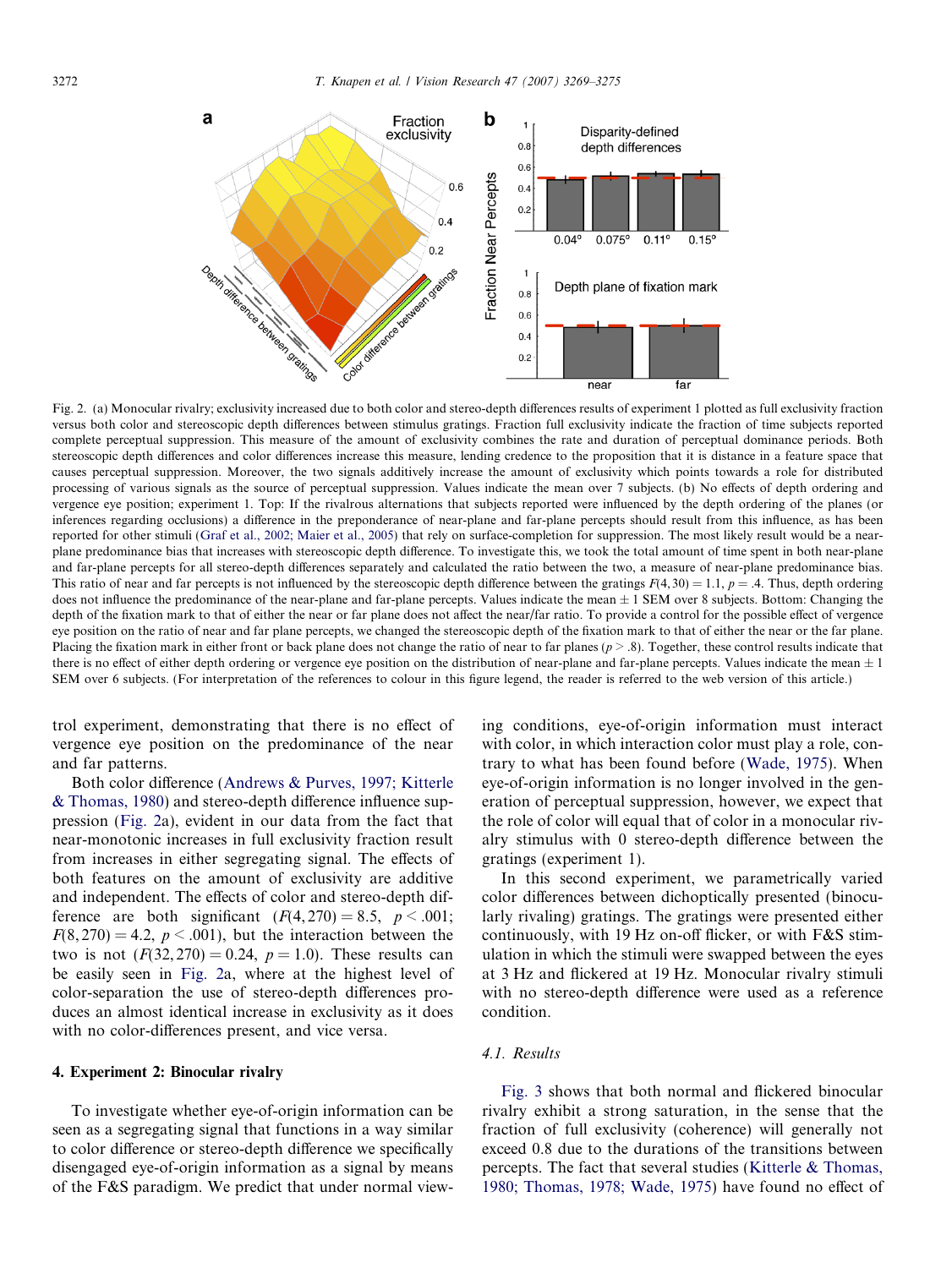Fig. 2. (a) Monocular rivalry; exclusivity increased due to both color and stereo-depth differences results of experiment 1 plotted as full exclusivity fraction versus both color and stereoscopic depth differences between stimulus gratings. Fraction full exclusivity indicate the fraction of time subjects reported complete perceptual suppression. This measure of the amount of exclusivity combines the rate and duration of perceptual dominance periods. Both stereoscopic depth differences and color differences increase this measure, lending credence to the proposition that it is distance in a feature space that causes perceptual suppression. Moreover, the two signals additively increase the amount of exclusivity which points towards a role for distributed processing of various signals as the source of perceptual suppression. Values indicate the mean over 7 subjects. (b) No effects of depth ordering and vergence eye position; experiment 1. Top: If the rivalrous alternations that subjects reported were influenced by the depth ordering of the planes (or inferences regarding occlusions) a difference in the preponderance of near-plane and far-plane percepts should result from this influence, as has been reported for other stimuli (Graf et al., 2002; Maier et al., 2005) that rely on surface-completion for suppression. The most likely result would be a near-plane predominance bias that increases with stereoscopic depth difference. To investigate this, we took the total amount of time spent in both near-plane and far-plane percepts for all stereo-depth differences separately and calculated the ratio between the two, a measure of near-plane predominance bias. This ratio of near and far percepts is not influenced by the stereoscopic depth difference between the gratings $F(4, 30) = 1.1$, $p = .4$. Thus, depth ordering does not influence the predominance of the near-plane and far-plane percepts. Values indicate the mean $\pm$ 1 SEM over 8 subjects. Bottom: Changing the depth of the fixation mark to that of either the near or far plane does not affect the near/far ratio. To provide a control for the possible effect of vergence eye position on the ratio of near and far plane percepts, we changed the stereoscopic depth of the fixation mark to that of either the near or the far plane. Placing the fixation mark in either front or back plane does not change the ratio of near to far planes ($p > .8$). Together, these control results indicate that there is no effect of either depth ordering or vergence eye position on the distribution of near-plane and far-plane percepts. Values indicate the mean $\pm$ 1 SEM over 6 subjects. (For interpretation of the references to colour in this figure legend, the reader is referred to the web version of this article.)

trol experiment, demonstrating that there is no effect of vergence eye position on the predominance of the near and far patterns.

Both color difference (Andrews & Purves, 1997; Kitterle & Thomas, 1980) and stereo-depth difference influence suppression (Fig. 2a), evident in our data from the fact that near-monotonic increases in full exclusivity fraction result from increases in either segregating signal. The effects of both features on the amount of exclusivity are additive and independent. The effects of color and stereo-depth difference are both significant ($F(4, 270) = 8.5$, $p < .001$; $F(8, 270) = 4.2$, $p < .001$), but the interaction between the two is not ($F(32, 270) = 0.24$, $p = 1.0$). These results can be easily seen in Fig. 2a, where at the highest level of color-separation the use of stereo-depth differences produces an almost identical increase in exclusivity as it does with no color-differences present, and vice versa.

## 4. Experiment 2: Binocular rivalry

To investigate whether eye-of-origin information can be seen as a segregating signal that functions in a way similar to color difference or stereo-depth difference we specifically disengaged eye-of-origin information as a signal by means of the F&S paradigm. We predict that under normal viewing conditions, eye-of-origin information must interact with color, in which interaction color must play a role, contrary to what has been found before (Wade, 1975). When eye-of-origin information is no longer involved in the generation of perceptual suppression, however, we expect that the role of color will equal that of color in a monocular rivalry stimulus with 0 stereo-depth difference between the gratings (experiment 1).

In this second experiment, we parametrically varied color differences between dichoptically presented (binocularly rivaling) gratings. The gratings were presented either continuously, with 19 Hz on-off flicker, or with F&S stimulation in which the stimuli were swapped between the eyes at 3 Hz and flickered at 19 Hz. Monocular rivalry stimuli with no stereo-depth difference were used as a reference condition.

### 4.1. Results

Fig. 3 shows that both normal and flickered binocular rivalry exhibit a strong saturation, in the sense that the fraction of full exclusivity (coherence) will generally not exceed 0.8 due to the durations of the transitions between percepts. The fact that several studies (Kitterle & Thomas, 1980; Thomas, 1978; Wade, 1975) have found no effect of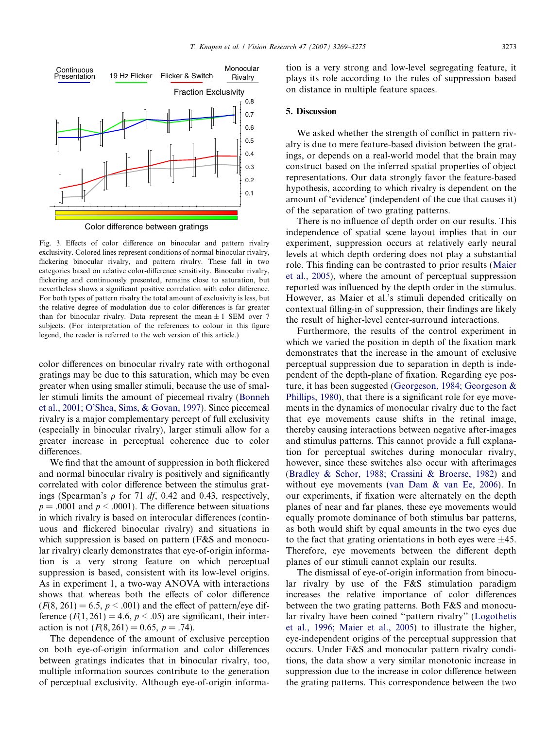Fig. 3. Effects of color difference on binocular and pattern rivalry exclusivity. Colored lines represent conditions of normal binocular rivalry, flickering binocular rivalry, and pattern rivalry. These fall in two categories based on relative color-difference sensitivity. Binocular rivalry, flickering and continuously presented, remains close to saturation, but nevertheless shows a significant positive correlation with color difference. For both types of pattern rivalry the total amount of exclusivity is less, but the relative degree of modulation due to color differences is far greater than for binocular rivalry. Data represent the mean ± 1 SEM over 7 subjects. (For interpretation of the references to colour in this figure legend, the reader is referred to the web version of this article.)

color differences on binocular rivalry rate with orthogonal gratings may be due to this saturation, which may be even greater when using smaller stimuli, because the use of smaller stimuli limits the amount of piecemeal rivalry (Bonneh et al., 2001; O'Shea, Sims, & Govan, 1997). Since piecemeal rivalry is a major complementary percept of full exclusivity (especially in binocular rivalry), larger stimuli allow for a greater increase in perceptual coherence due to color differences.

We find that the amount of suppression in both flickered and normal binocular rivalry is positively and significantly correlated with color difference between the stimulus gratings (Spearman's $\rho$ for 71 *df*, 0.42 and 0.43, respectively, $p = .0001$ and $p < .0001$). The difference between situations in which rivalry is based on interocular differences (continuous and flickered binocular rivalry) and situations in which suppression is based on pattern (F&S and monocular rivalry) clearly demonstrates that eye-of-origin information is a very strong feature on which perceptual suppression is based, consistent with its low-level origins. As in experiment 1, a two-way ANOVA with interactions shows that whereas both the effects of color difference ($F(8, 261) = 6.5$, $p < .001$) and the effect of pattern/eye difference ($F(1, 261) = 4.6$, $p < .05$) are significant, their interaction is not ($F(8, 261) = 0.65$, $p = .74$).

The dependence of the amount of exclusive perception on both eye-of-origin information and color differences between gratings indicates that in binocular rivalry, too, multiple information sources contribute to the generation of perceptual exclusivity. Although eye-of-origin information is a very strong and low-level segregating feature, it plays its role according to the rules of suppression based on distance in multiple feature spaces.

## 5. Discussion

We asked whether the strength of conflict in pattern rivalry is due to mere feature-based division between the gratings, or depends on a real-world model that the brain may construct based on the inferred spatial properties of object representations. Our data strongly favor the feature-based hypothesis, according to which rivalry is dependent on the amount of 'evidence' (independent of the cue that causes it) of the separation of two grating patterns.

There is no influence of depth order on our results. This independence of spatial scene layout implies that in our experiment, suppression occurs at relatively early neural levels at which depth ordering does not play a substantial role. This finding can be contrasted to prior results (Maier et al., 2005), where the amount of perceptual suppression reported was influenced by the depth order in the stimulus. However, as Maier et al.'s stimuli depended critically on contextual filling-in of suppression, their findings are likely the result of higher-level center-surround interactions.

Furthermore, the results of the control experiment in which we varied the position in depth of the fixation mark demonstrates that the increase in the amount of exclusive perceptual suppression due to separation in depth is independent of the depth-plane of fixation. Regarding eye posture, it has been suggested (Georgeson, 1984; Georgeson & Phillips, 1980), that there is a significant role for eye movements in the dynamics of monocular rivalry due to the fact that eye movements cause shifts in the retinal image, thereby causing interactions between negative after-images and stimulus patterns. This cannot provide a full explanation for perceptual switches during monocular rivalry, however, since these switches also occur with afterimages (Bradley & Schor, 1988; Crassini & Broerse, 1982) and without eye movements (van Dam & van Ee, 2006). In our experiments, if fixation were alternately on the depth planes of near and far planes, these eye movements would equally promote dominance of both stimulus bar patterns, as both would shift by equal amounts in the two eyes due to the fact that grating orientations in both eyes were ±45. Therefore, eye movements between the different depth planes of our stimuli cannot explain our results.

The dismissal of eye-of-origin information from binocular rivalry by use of the F&S stimulation paradigm increases the relative importance of color differences between the two grating patterns. Both F&S and monocular rivalry have been coined "pattern rivalry" (Logothetis et al., 1996; Maier et al., 2005) to illustrate the higher, eye-independent origins of the perceptual suppression that occurs. Under F&S and monocular pattern rivalry conditions, the data show a very similar monotonic increase in suppression due to the increase in color difference between the grating patterns. This correspondence between the two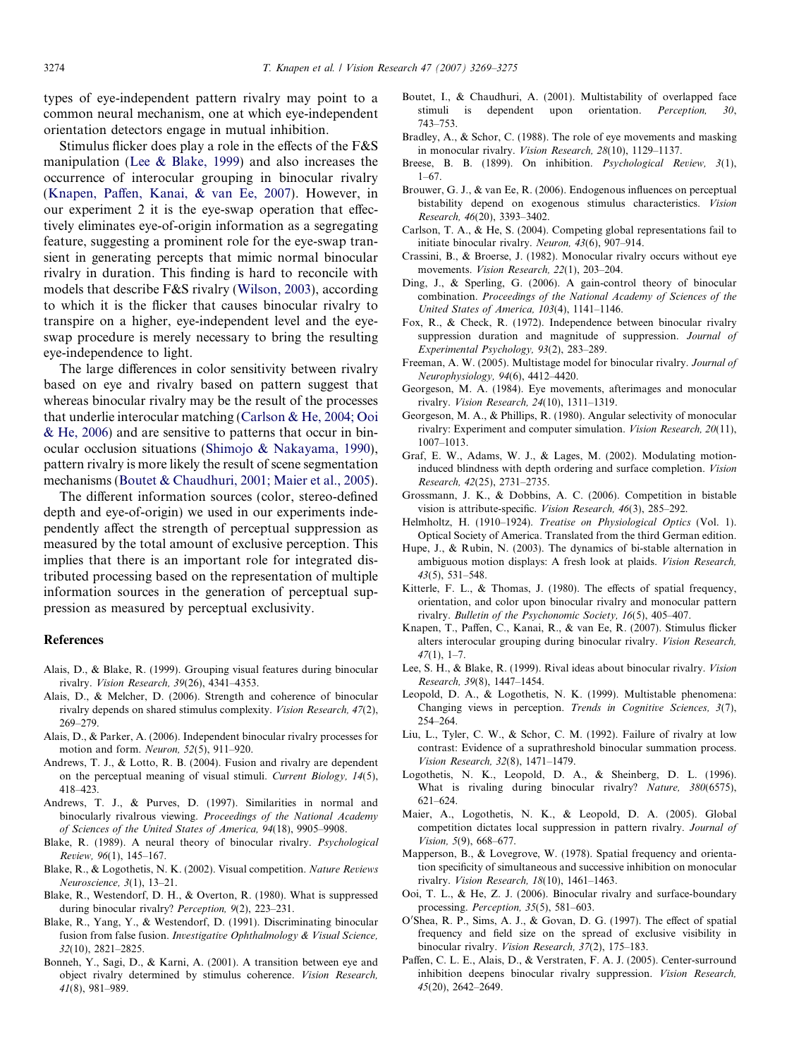types of eye-independent pattern rivalry may point to a common neural mechanism, one at which eye-independent orientation detectors engage in mutual inhibition.

Stimulus flicker does play a role in the effects of the F&S manipulation (Lee & Blake, 1999) and also increases the occurrence of interocular grouping in binocular rivalry (Knapen, Paffen, Kanai, & van Ee, 2007). However, in our experiment 2 it is the eye-swap operation that effectively eliminates eye-of-origin information as a segregating feature, suggesting a prominent role for the eye-swap transient in generating percepts that mimic normal binocular rivalry in duration. This finding is hard to reconcile with models that describe F&S rivalry (Wilson, 2003), according to which it is the flicker that causes binocular rivalry to transpire on a higher, eye-independent level and the eye-swap procedure is merely necessary to bring the resulting eye-independence to light.

The large differences in color sensitivity between rivalry based on eye and rivalry based on pattern suggest that whereas binocular rivalry may be the result of the processes that underlie interocular matching (Carlson & He, 2004; Ooi & He, 2006) and are sensitive to patterns that occur in binocular occlusion situations (Shimojo & Nakayama, 1990), pattern rivalry is more likely the result of scene segmentation mechanisms (Boutet & Chaudhuri, 2001; Maier et al., 2005).

The different information sources (color, stereo-defined depth and eye-of-origin) we used in our experiments independently affect the strength of perceptual suppression as measured by the total amount of exclusive perception. This implies that there is an important role for integrated distributed processing based on the representation of multiple information sources in the generation of perceptual suppression as measured by perceptual exclusivity.

## References

Alais, D., & Blake, R. (1999). Grouping visual features during binocular rivalry. *Vision Research, 39*(26), 4341–4353.

Alais, D., & Melcher, D. (2006). Strength and coherence of binocular rivalry depends on shared stimulus complexity. *Vision Research, 47*(2), 269–279.

Alais, D., & Parker, A. (2006). Independent binocular rivalry processes for motion and form. *Neuron, 52*(5), 911–920.

Andrews, T. J., & Lotto, R. B. (2004). Fusion and rivalry are dependent on the perceptual meaning of visual stimuli. *Current Biology, 14*(5), 418–423.

Andrews, T. J., & Purves, D. (1997). Similarities in normal and binocularly rivalrous viewing. *Proceedings of the National Academy of Sciences of the United States of America, 94*(18), 9905–9908.

Blake, R. (1989). A neural theory of binocular rivalry. *Psychological Review, 96*(1), 145–167.

Blake, R., & Logothetis, N. K. (2002). Visual competition. *Nature Reviews Neuroscience, 3*(1), 13–21.

Blake, R., Westendorf, D. H., & Overton, R. (1980). What is suppressed during binocular rivalry? *Perception, 9*(2), 223–231.

Blake, R., Yang, Y., & Westendorf, D. (1991). Discriminating binocular fusion from false fusion. *Investigative Ophthalmology & Visual Science, 32*(10), 2821–2825.

Bonneh, Y., Sagi, D., & Karni, A. (2001). A transition between eye and object rivalry determined by stimulus coherence. *Vision Research, 41*(8), 981–989.

Boutet, I., & Chaudhuri, A. (2001). Multistability of overlapped face stimuli is dependent upon orientation. *Perception, 30*, 743–753.

Bradley, A., & Schor, C. (1988). The role of eye movements and masking in monocular rivalry. *Vision Research, 28*(10), 1129–1137.

Breese, B. B. (1899). On inhibition. *Psychological Review, 3*(1), 1–67.

Brouwer, G. J., & van Ee, R. (2006). Endogenous influences on perceptual bistability depend on exogenous stimulus characteristics. *Vision Research, 46*(20), 3393–3402.

Carlson, T. A., & He, S. (2004). Competing global representations fail to initiate binocular rivalry. *Neuron, 43*(6), 907–914.

Crassini, B., & Broerse, J. (1982). Monocular rivalry occurs without eye movements. *Vision Research, 22*(1), 203–204.

Ding, J., & Sperling, G. (2006). A gain-control theory of binocular combination. *Proceedings of the National Academy of Sciences of the United States of America, 103*(4), 1141–1146.

Fox, R., & Check, R. (1972). Independence between binocular rivalry suppression duration and magnitude of suppression. *Journal of Experimental Psychology, 93*(2), 283–289.

Freeman, A. W. (2005). Multistage model for binocular rivalry. *Journal of Neurophysiology, 94*(6), 4412–4420.

Georgeson, M. A. (1984). Eye movements, afterimages and monocular rivalry. *Vision Research, 24*(10), 1311–1319.

Georgeson, M. A., & Phillips, R. (1980). Angular selectivity of monocular rivalry: Experiment and computer simulation. *Vision Research, 20*(11), 1007–1013.

Graf, E. W., Adams, W. J., & Lages, M. (2002). Modulating motion-induced blindness with depth ordering and surface completion. *Vision Research, 42*(25), 2731–2735.

Grossmann, J. K., & Dobbins, A. C. (2006). Competition in bistable vision is attribute-specific. *Vision Research, 46*(3), 285–292.

Helmholtz, H. (1910–1924). *Treatise on Physiological Optics* (Vol. 1). Optical Society of America. Translated from the third German edition.

Hupe, J., & Rubin, N. (2003). The dynamics of bi-stable alternation in ambiguous motion displays: A fresh look at plaids. *Vision Research, 43*(5), 531–548.

Kitterle, F. L., & Thomas, J. (1980). The effects of spatial frequency, orientation, and color upon binocular rivalry and monocular pattern rivalry. *Bulletin of the Psychonomic Society, 16*(5), 405–407.

Knapen, T., Paffen, C., Kanai, R., & van Ee, R. (2007). Stimulus flicker alters interocular grouping during binocular rivalry. *Vision Research, 47*(1), 1–7.

Lee, S. H., & Blake, R. (1999). Rival ideas about binocular rivalry. *Vision Research, 39*(8), 1447–1454.

Leopold, D. A., & Logothetis, N. K. (1999). Multistable phenomena: Changing views in perception. *Trends in Cognitive Sciences, 3*(7), 254–264.

Liu, L., Tyler, C. W., & Schor, C. M. (1992). Failure of rivalry at low contrast: Evidence of a suprathreshold binocular summation process. *Vision Research, 32*(8), 1471–1479.

Logothetis, N. K., Leopold, D. A., & Sheinberg, D. L. (1996). What is rivaling during binocular rivalry? *Nature, 380*(6575), 621–624.

Maier, A., Logothetis, N. K., & Leopold, D. A. (2005). Global competition dictates local suppression in pattern rivalry. *Journal of Vision, 5*(9), 668–677.

Mapperson, B., & Lovegrove, W. (1978). Spatial frequency and orientation specificity of simultaneous and successive inhibition on monocular rivalry. *Vision Research, 18*(10), 1461–1463.

Ooi, T. L., & He, Z. J. (2006). Binocular rivalry and surface-boundary processing. *Perception, 35*(5), 581–603.

O'Shea, R. P., Sims, A. J., & Govan, D. G. (1997). The effect of spatial frequency and field size on the spread of exclusive visibility in binocular rivalry. *Vision Research, 37*(2), 175–183.

Paffen, C. L. E., Alais, D., & Verstraten, F. A. J. (2005). Center-surround inhibition deepens binocular rivalry suppression. *Vision Research, 45*(20), 2642–2649.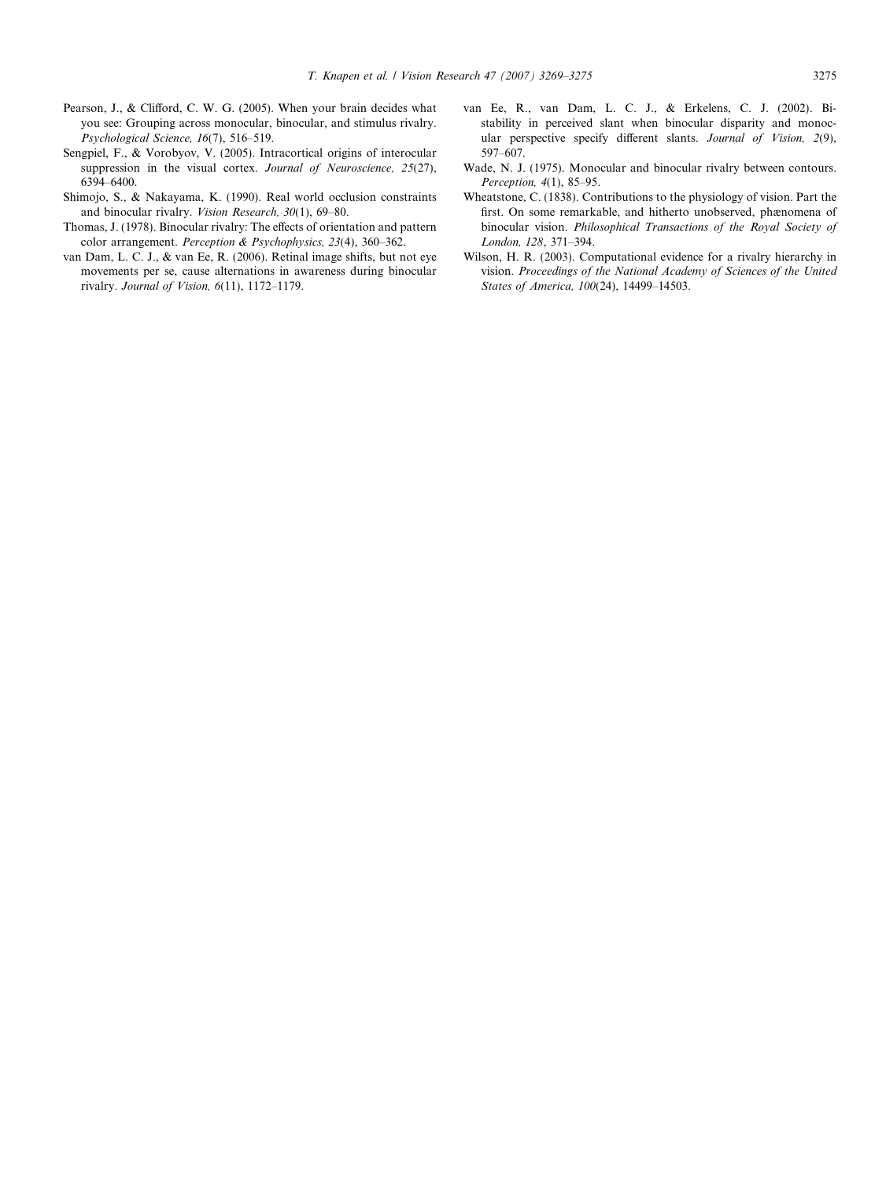Pearson, J., & Clifford, C. W. G. (2005). When your brain decides what you see: Grouping across monocular, binocular, and stimulus rivalry. *Psychological Science, 16*(7), 516–519.

Sengpiel, F., & Vorobyov, V. (2005). Intracortical origins of interocular suppression in the visual cortex. *Journal of Neuroscience, 25*(27), 6394–6400.

Shimojo, S., & Nakayama, K. (1990). Real world occlusion constraints and binocular rivalry. *Vision Research, 30*(1), 69–80.

Thomas, J. (1978). Binocular rivalry: The effects of orientation and pattern color arrangement. *Perception & Psychophysics, 23*(4), 360–362.

van Dam, L. C. J., & van Ee, R. (2006). Retinal image shifts, but not eye movements per se, cause alternations in awareness during binocular rivalry. *Journal of Vision, 6*(11), 1172–1179.

van Ee, R., van Dam, L. C. J., & Erkelens, C. J. (2002). Bi-stability in perceived slant when binocular disparity and monocular perspective specify different slants. *Journal of Vision, 2*(9), 597–607.

Wade, N. J. (1975). Monocular and binocular rivalry between contours. *Perception, 4*(1), 85–95.

Wheatstone, C. (1838). Contributions to the physiology of vision. Part the first. On some remarkable, and hitherto unobserved, phænomena of binocular vision. *Philosophical Transactions of the Royal Society of London, 128*, 371–394.

Wilson, H. R. (2003). Computational evidence for a rivalry hierarchy in vision. *Proceedings of the National Academy of Sciences of the United States of America, 100*(24), 14499–14503.